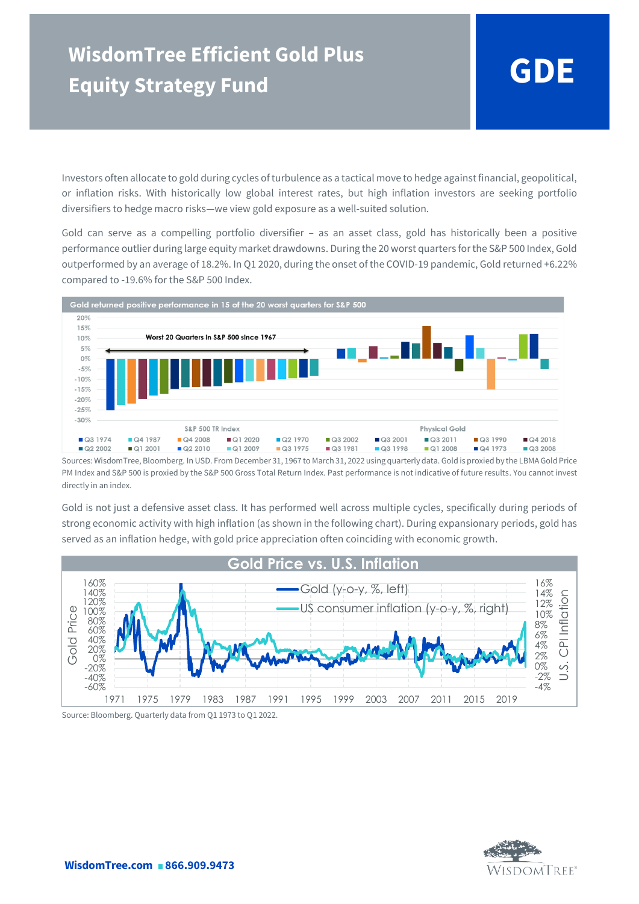# WisdomTree Efficient Gold Plus Equity Strategy Fund

**GDE**

Investors often allocate to gold during cycles of turbulence as a tactical move to hedge against financial, geopolitical, or inflation risks. With historically low global interest rates, but high inflation investors are seeking portfolio diversifiers to hedge macro risks—we view gold exposure as a well-suited solution.

Gold can serve as a compelling portfolio diversifier – as an asset class, gold has historically been a positive performance outlier during large equity market drawdowns. During the 20 worst quarters for the S&P 500 Index, Gold outperformed by an average of 18.2%. In Q1 2020, during the onset of the COVID-19 pandemic, Gold returned +6.22% compared to -19.6% for the S&P 500 Index.

**Gold returned positive performance in 15 of the 20 worst quarters for S&P 500**

Sources: WisdomTree, Bloomberg. In USD. From December 31, 1967 to March 31, 2022 using quarterly data. Gold is proxied by the LBMA Gold Price PM Index and S&P 500 is proxied by the S&P 500 Gross Total Return Index. Past performance is not indicative of future results. You cannot invest directly in an index.

Gold is not just a defensive asset class. It has performed well across multiple cycles, specifically during periods of strong economic activity with high inflation (as shown in the following chart). During expansionary periods, gold has served as an inflation hedge, with gold price appreciation often coinciding with economic growth.

**Gold Price vs. U.S. Inflation**

Source: Bloomberg. Quarterly data from Q1 1973 to Q1 2022.

**WisdomTree.com** ■ **866.909.9473**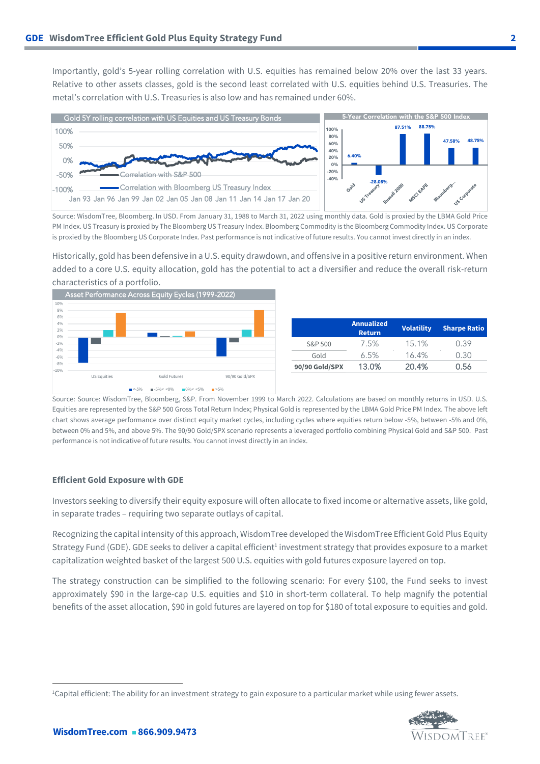Importantly, gold's 5-year rolling correlation with U.S. equities has remained below 20% over the last 33 years. Relative to other assets classes, gold is the second least correlated with U.S. equities behind U.S. Treasuries. The metal's correlation with U.S. Treasuries is also low and has remained under 60%.

Gold 5Y rolling correlation with US Equities and US Treasury Bonds

5-Year Correlation with the S&P 500 Index

Source: WisdomTree, Bloomberg. In USD. From January 31, 1988 to March 31, 2022 using monthly data. Gold is proxied by the LBMA Gold Price PM Index. US Treasury is proxied by The Bloomberg US Treasury Index. Bloomberg Commodity is the Bloomberg Commodity Index. US Corporate is proxied by the Bloomberg US Corporate Index. Past performance is not indicative of future results. You cannot invest directly in an index.

Historically, gold has been defensive in a U.S. equity drawdown, and offensive in a positive return environment. When added to a core U.S. equity allocation, gold has the potential to act a diversifier and reduce the overall risk-return characteristics of a portfolio.

Asset Performance Across Equity Eycles (1999-2022)

| | Annualized Return | Volatility | Sharpe Ratio |
|---|---|---|---|
| S&P 500 | 7.5% | 15.1% | 0.39 |
| Gold | 6.5% | 16.4% | 0.30 |
| **90/90 Gold/SPX** | 13.0% | 20.4% | 0.56 |

Source: Source: WisdomTree, Bloomberg, S&P. From November 1999 to March 2022. Calculations are based on monthly returns in USD. U.S. Equities are represented by the S&P 500 Gross Total Return Index; Physical Gold is represented by the LBMA Gold Price PM Index. The above left chart shows average performance over distinct equity market cycles, including cycles where equities return below -5%, between -5% and 0%, between 0% and 5%, and above 5%. The 90/90 Gold/SPX scenario represents a leveraged portfolio combining Physical Gold and S&P 500. Past performance is not indicative of future results. You cannot invest directly in an index.

### Efficient Gold Exposure with GDE

Investors seeking to diversify their equity exposure will often allocate to fixed income or alternative assets, like gold, in separate trades – requiring two separate outlays of capital.

Recognizing the capital intensity of this approach, WisdomTree developed the WisdomTree Efficient Gold Plus Equity Strategy Fund (GDE). GDE seeks to deliver a capital efficient[1] investment strategy that provides exposure to a market capitalization weighted basket of the largest 500 U.S. equities with gold futures exposure layered on top.

The strategy construction can be simplified to the following scenario: For every $100, the Fund seeks to invest approximately $90 in the large-cap U.S. equities and $10 in short-term collateral. To help magnify the potential benefits of the asset allocation, $90 in gold futures are layered on top for $180 of total exposure to equities and gold.

[1]Capital efficient: The ability for an investment strategy to gain exposure to a particular market while using fewer assets.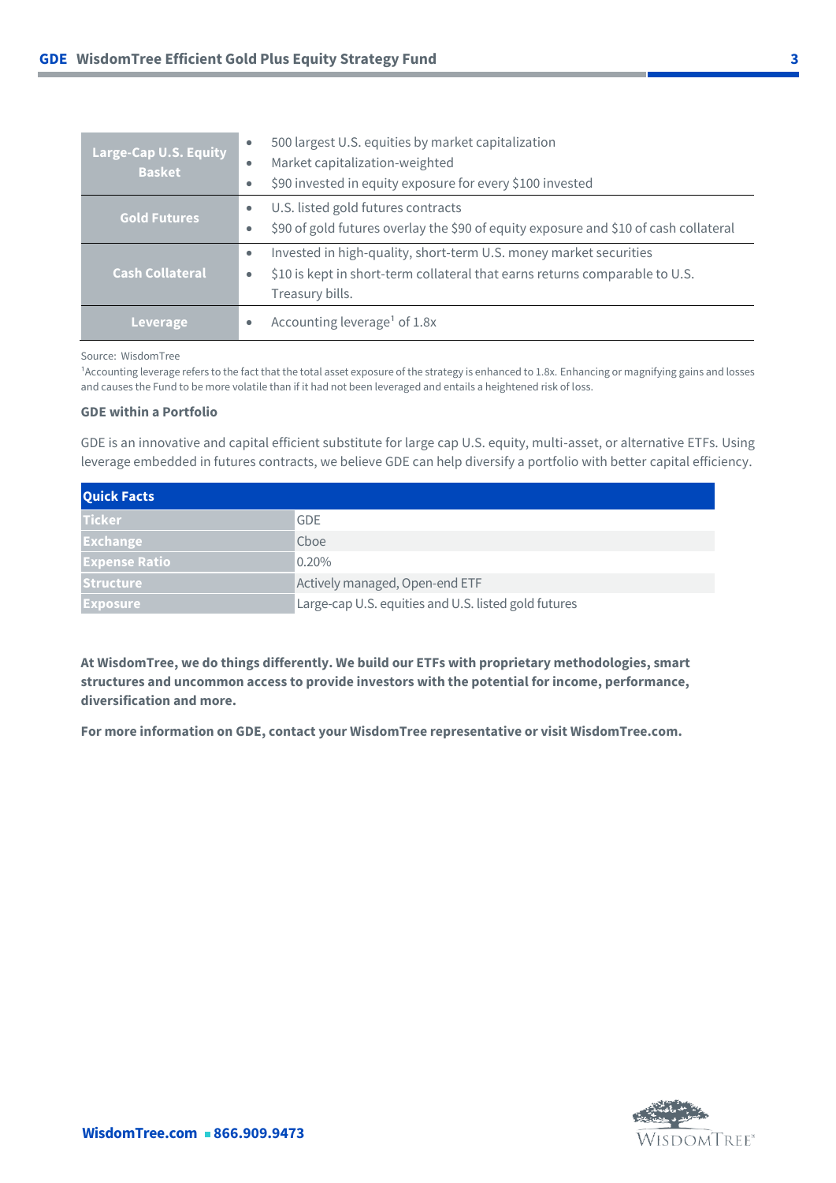| | |
|---|---|
| **Large-Cap U.S. Equity Basket** | • 500 largest U.S. equities by market capitalization<br>• Market capitalization-weighted<br>• $90 invested in equity exposure for every $100 invested |
| **Gold Futures** | • U.S. listed gold futures contracts<br>• $90 of gold futures overlay the $90 of equity exposure and $10 of cash collateral |
| **Cash Collateral** | • Invested in high-quality, short-term U.S. money market securities<br>• $10 is kept in short-term collateral that earns returns comparable to U.S. Treasury bills. |
| **Leverage** | • Accounting leverage[1] of 1.8x |

Source: WisdomTree

[1]Accounting leverage refers to the fact that the total asset exposure of the strategy is enhanced to 1.8x. Enhancing or magnifying gains and losses and causes the Fund to be more volatile than if it had not been leveraged and entails a heightened risk of loss.

**GDE within a Portfolio**

GDE is an innovative and capital efficient substitute for large cap U.S. equity, multi-asset, or alternative ETFs. Using leverage embedded in futures contracts, we believe GDE can help diversify a portfolio with better capital efficiency.

| Quick Facts | |
|---|---|
| Ticker | GDE |
| Exchange | Cboe |
| Expense Ratio | 0.20% |
| Structure | Actively managed, Open-end ETF |
| Exposure | Large-cap U.S. equities and U.S. listed gold futures |

**At WisdomTree, we do things differently. We build our ETFs with proprietary methodologies, smart structures and uncommon access to provide investors with the potential for income, performance, diversification and more.**

**For more information on GDE, contact your WisdomTree representative or visit WisdomTree.com.**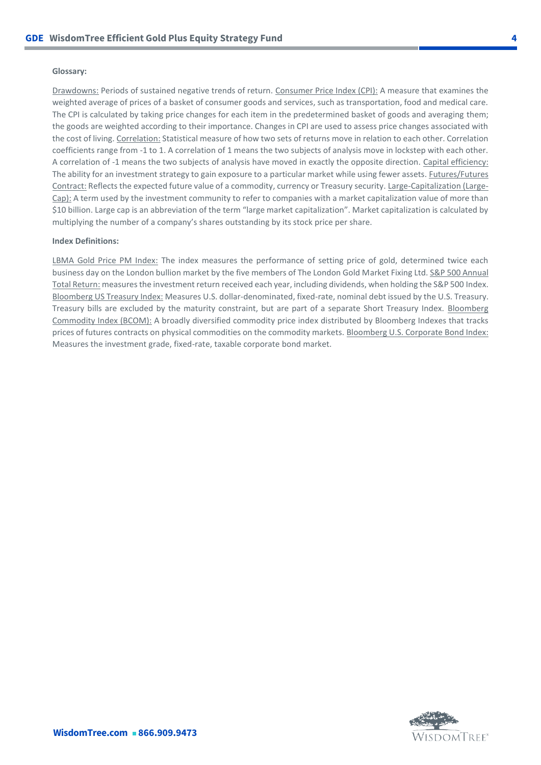**Glossary:**

Drawdowns: Periods of sustained negative trends of return. Consumer Price Index (CPI): A measure that examines the weighted average of prices of a basket of consumer goods and services, such as transportation, food and medical care. The CPI is calculated by taking price changes for each item in the predetermined basket of goods and averaging them; the goods are weighted according to their importance. Changes in CPI are used to assess price changes associated with the cost of living. Correlation: Statistical measure of how two sets of returns move in relation to each other. Correlation coefficients range from -1 to 1. A correlation of 1 means the two subjects of analysis move in lockstep with each other. A correlation of -1 means the two subjects of analysis have moved in exactly the opposite direction. Capital efficiency: The ability for an investment strategy to gain exposure to a particular market while using fewer assets. Futures/Futures Contract: Reflects the expected future value of a commodity, currency or Treasury security. Large-Capitalization (Large-Cap): A term used by the investment community to refer to companies with a market capitalization value of more than $10 billion. Large cap is an abbreviation of the term "large market capitalization". Market capitalization is calculated by multiplying the number of a company's shares outstanding by its stock price per share.

**Index Definitions:**

LBMA Gold Price PM Index: The index measures the performance of setting price of gold, determined twice each business day on the London bullion market by the five members of The London Gold Market Fixing Ltd. S&P 500 Annual Total Return: measures the investment return received each year, including dividends, when holding the S&P 500 Index. Bloomberg US Treasury Index: Measures U.S. dollar-denominated, fixed-rate, nominal debt issued by the U.S. Treasury. Treasury bills are excluded by the maturity constraint, but are part of a separate Short Treasury Index. Bloomberg Commodity Index (BCOM): A broadly diversified commodity price index distributed by Bloomberg Indexes that tracks prices of futures contracts on physical commodities on the commodity markets. Bloomberg U.S. Corporate Bond Index: Measures the investment grade, fixed-rate, taxable corporate bond market.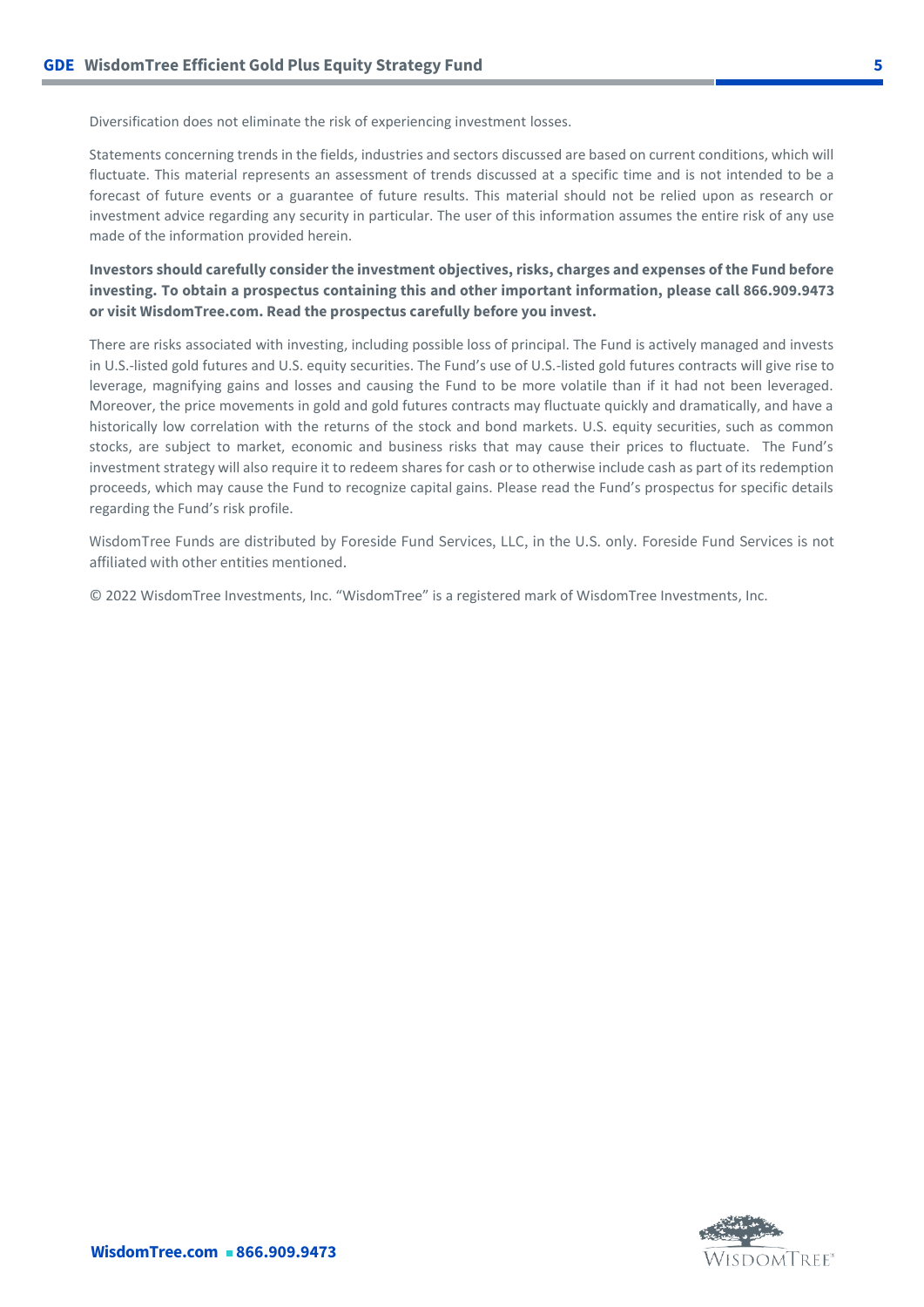Diversification does not eliminate the risk of experiencing investment losses.

Statements concerning trends in the fields, industries and sectors discussed are based on current conditions, which will fluctuate. This material represents an assessment of trends discussed at a specific time and is not intended to be a forecast of future events or a guarantee of future results. This material should not be relied upon as research or investment advice regarding any security in particular. The user of this information assumes the entire risk of any use made of the information provided herein.

**Investors should carefully consider the investment objectives, risks, charges and expenses of the Fund before investing. To obtain a prospectus containing this and other important information, please call 866.909.9473 or visit WisdomTree.com. Read the prospectus carefully before you invest.**

There are risks associated with investing, including possible loss of principal. The Fund is actively managed and invests in U.S.-listed gold futures and U.S. equity securities. The Fund's use of U.S.-listed gold futures contracts will give rise to leverage, magnifying gains and losses and causing the Fund to be more volatile than if it had not been leveraged. Moreover, the price movements in gold and gold futures contracts may fluctuate quickly and dramatically, and have a historically low correlation with the returns of the stock and bond markets. U.S. equity securities, such as common stocks, are subject to market, economic and business risks that may cause their prices to fluctuate. The Fund's investment strategy will also require it to redeem shares for cash or to otherwise include cash as part of its redemption proceeds, which may cause the Fund to recognize capital gains. Please read the Fund's prospectus for specific details regarding the Fund's risk profile.

WisdomTree Funds are distributed by Foreside Fund Services, LLC, in the U.S. only. Foreside Fund Services is not affiliated with other entities mentioned.

© 2022 WisdomTree Investments, Inc. "WisdomTree" is a registered mark of WisdomTree Investments, Inc.